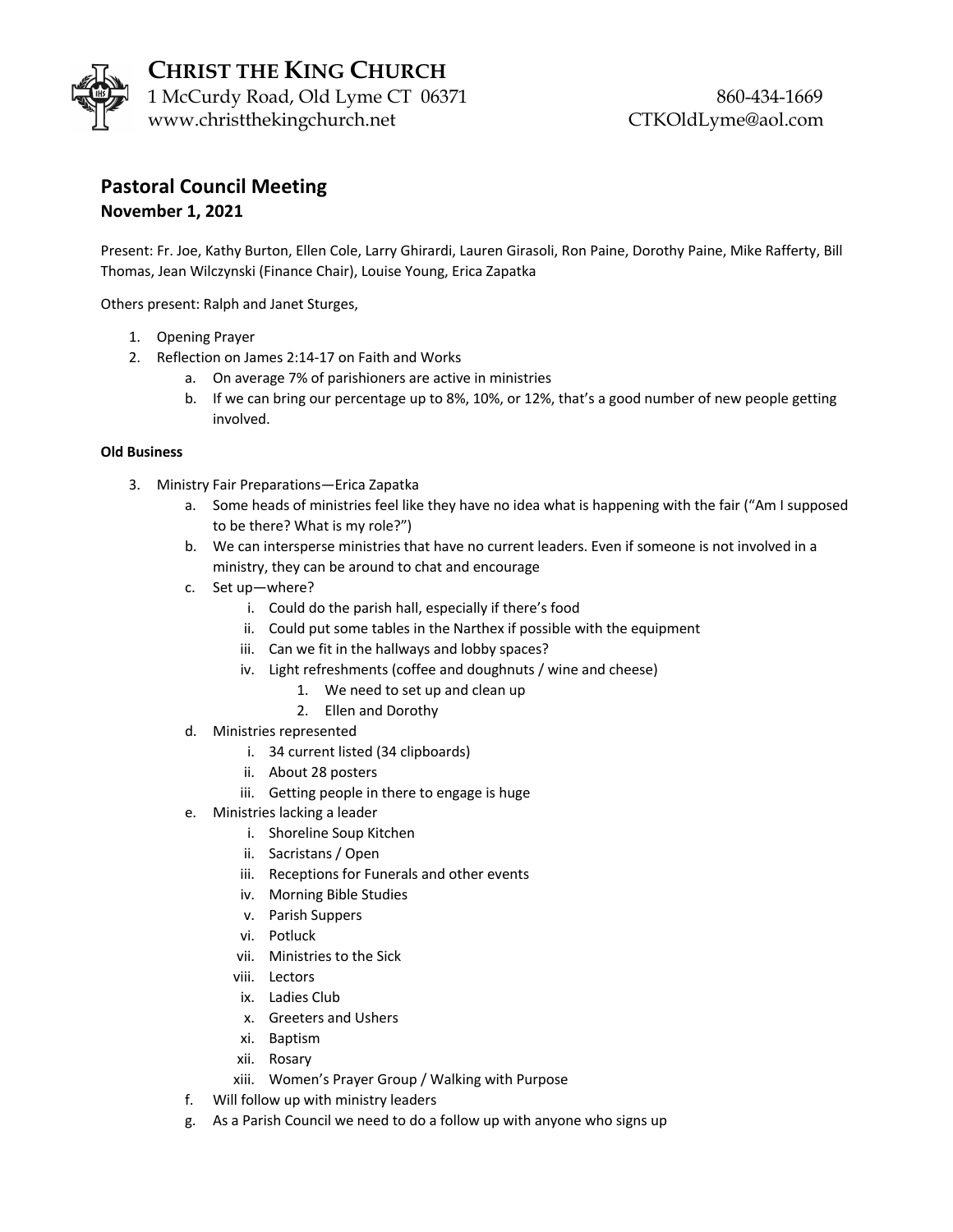# CHRIST THE KING CHURCH

1 McCurdy Road, Old Lyme CT 06371
www.christthekingchurch.net

860-434-1669
CTKOldLyme@aol.com

## Pastoral Council Meeting

**November 1, 2021**

Present: Fr. Joe, Kathy Burton, Ellen Cole, Larry Ghirardi, Lauren Girasoli, Ron Paine, Dorothy Paine, Mike Rafferty, Bill Thomas, Jean Wilczynski (Finance Chair), Louise Young, Erica Zapatka

Others present: Ralph and Janet Sturges,

1. Opening Prayer
2. Reflection on James 2:14-17 on Faith and Works
   a. On average 7% of parishioners are active in ministries
   b. If we can bring our percentage up to 8%, 10%, or 12%, that's a good number of new people getting involved.

**Old Business**

3. Ministry Fair Preparations—Erica Zapatka
   a. Some heads of ministries feel like they have no idea what is happening with the fair ("Am I supposed to be there? What is my role?")
   b. We can intersperse ministries that have no current leaders. Even if someone is not involved in a ministry, they can be around to chat and encourage
   c. Set up—where?
      i. Could do the parish hall, especially if there's food
      ii. Could put some tables in the Narthex if possible with the equipment
      iii. Can we fit in the hallways and lobby spaces?
      iv. Light refreshments (coffee and doughnuts / wine and cheese)
         1. We need to set up and clean up
         2. Ellen and Dorothy
   d. Ministries represented
      i. 34 current listed (34 clipboards)
      ii. About 28 posters
      iii. Getting people in there to engage is huge
   e. Ministries lacking a leader
      i. Shoreline Soup Kitchen
      ii. Sacristans / Open
      iii. Receptions for Funerals and other events
      iv. Morning Bible Studies
      v. Parish Suppers
      vi. Potluck
      vii. Ministries to the Sick
      viii. Lectors
      ix. Ladies Club
      x. Greeters and Ushers
      xi. Baptism
      xii. Rosary
      xiii. Women's Prayer Group / Walking with Purpose
   f. Will follow up with ministry leaders
   g. As a Parish Council we need to do a follow up with anyone who signs up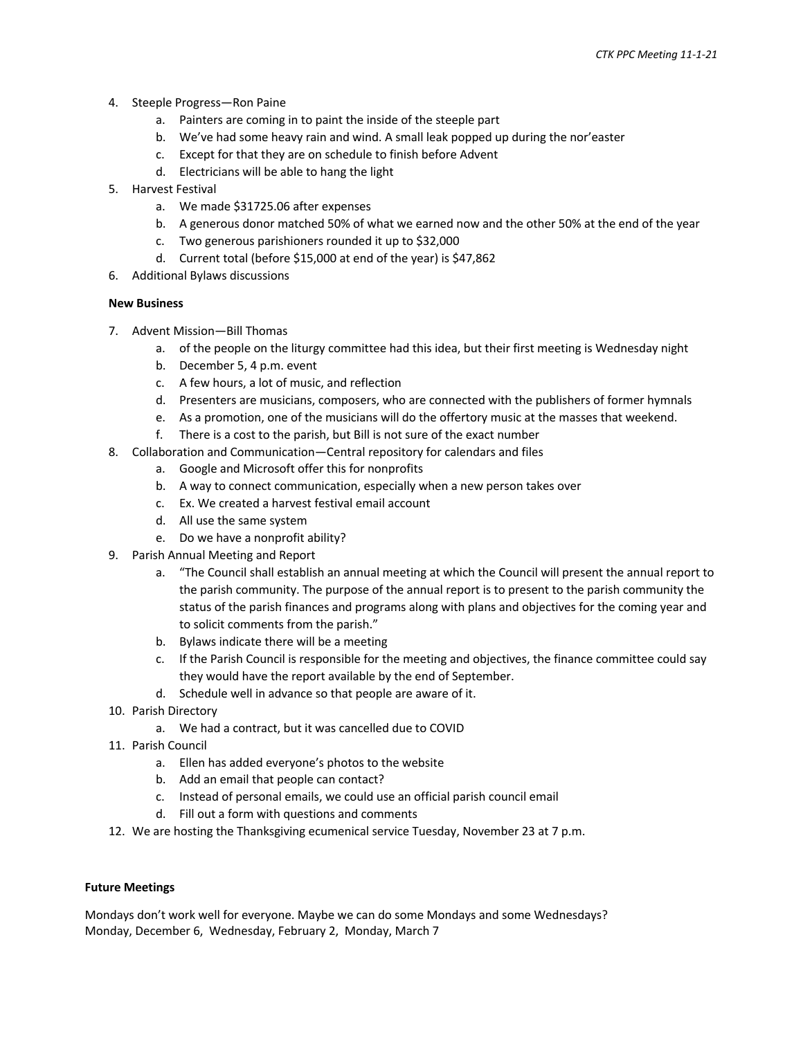4. Steeple Progress—Ron Paine
    a. Painters are coming in to paint the inside of the steeple part
    b. We've had some heavy rain and wind. A small leak popped up during the nor'easter
    c. Except for that they are on schedule to finish before Advent
    d. Electricians will be able to hang the light
5. Harvest Festival
    a. We made $31725.06 after expenses
    b. A generous donor matched 50% of what we earned now and the other 50% at the end of the year
    c. Two generous parishioners rounded it up to $32,000
    d. Current total (before $15,000 at end of the year) is $47,862
6. Additional Bylaws discussions

**New Business**

7. Advent Mission—Bill Thomas
    a. of the people on the liturgy committee had this idea, but their first meeting is Wednesday night
    b. December 5, 4 p.m. event
    c. A few hours, a lot of music, and reflection
    d. Presenters are musicians, composers, who are connected with the publishers of former hymnals
    e. As a promotion, one of the musicians will do the offertory music at the masses that weekend.
    f. There is a cost to the parish, but Bill is not sure of the exact number
8. Collaboration and Communication—Central repository for calendars and files
    a. Google and Microsoft offer this for nonprofits
    b. A way to connect communication, especially when a new person takes over
    c. Ex. We created a harvest festival email account
    d. All use the same system
    e. Do we have a nonprofit ability?
9. Parish Annual Meeting and Report
    a. "The Council shall establish an annual meeting at which the Council will present the annual report to the parish community. The purpose of the annual report is to present to the parish community the status of the parish finances and programs along with plans and objectives for the coming year and to solicit comments from the parish."
    b. Bylaws indicate there will be a meeting
    c. If the Parish Council is responsible for the meeting and objectives, the finance committee could say they would have the report available by the end of September.
    d. Schedule well in advance so that people are aware of it.
10. Parish Directory
    a. We had a contract, but it was cancelled due to COVID
11. Parish Council
    a. Ellen has added everyone's photos to the website
    b. Add an email that people can contact?
    c. Instead of personal emails, we could use an official parish council email
    d. Fill out a form with questions and comments
12. We are hosting the Thanksgiving ecumenical service Tuesday, November 23 at 7 p.m.

**Future Meetings**

Mondays don't work well for everyone. Maybe we can do some Mondays and some Wednesdays?
Monday, December 6, Wednesday, February 2, Monday, March 7